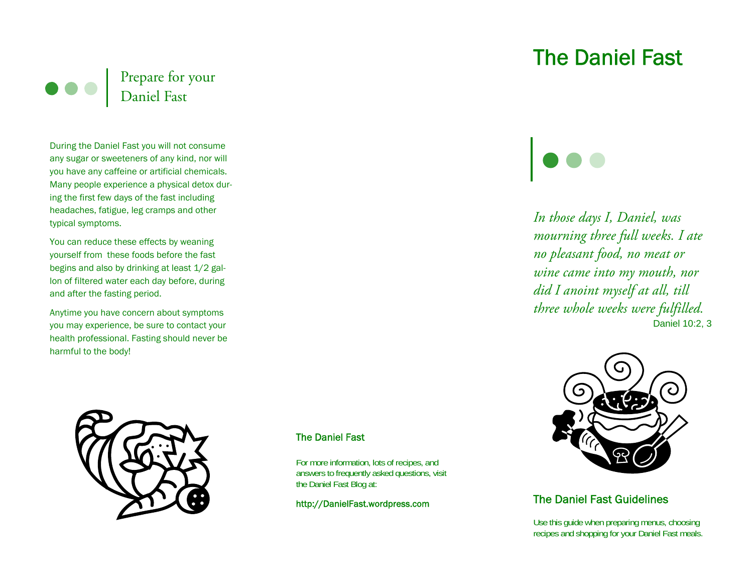## Prepare for your Daniel Fast

During the Daniel Fast you will not consume any sugar or sweeteners of any kind, nor will you have any caffeine or artificial chemicals. Many people experience a physical detox during the first few days of the fast including headaches, fatigue, leg cramps and other typical symptoms.

You can reduce these effects by weaning yourself from these foods before the fast begins and also by drinking at least 1/2 gallon of filtered water each day before, during and after the fasting period.

Anytime you have concern about symptoms you may experience, be sure to contact your health professional. Fasting should never be harmful to the body!

### The Daniel Fast

For more information, lots of recipes, and answers to frequently asked questions, visit the Daniel Fast Blog at:

http://DanielFast.wordpress.com

# The Daniel Fast

*In those days I, Daniel, was mourning three full weeks. I ate no pleasant food, no meat or wine came into my mouth, nor did I anoint myself at all, till three whole weeks were fulfilled.*

Daniel 10:2, 3

### The Daniel Fast Guidelines

Use this guide when preparing menus, choosing recipes and shopping for your Daniel Fast meals.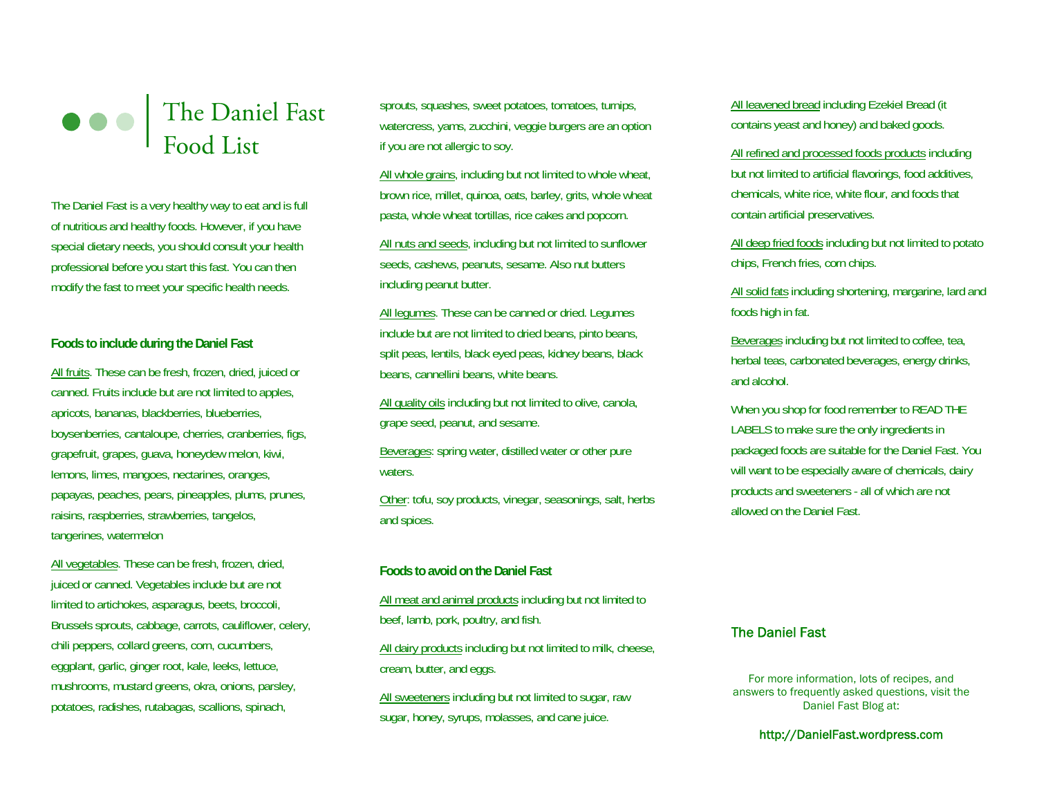# The Daniel Fast Food List

The Daniel Fast is a very healthy way to eat and is full of nutritious and healthy foods. However, if you have special dietary needs, you should consult your health professional before you start this fast. You can then modify the fast to meet your specific health needs.

## Foods to include during the Daniel Fast

All fruits. These can be fresh, frozen, dried, juiced or canned. Fruits include but are not limited to apples, apricots, bananas, blackberries, blueberries, boysenberries, cantaloupe, cherries, cranberries, figs, grapefruit, grapes, guava, honeydew melon, kiwi, lemons, limes, mangoes, nectarines, oranges, papayas, peaches, pears, pineapples, plums, prunes, raisins, raspberries, strawberries, tangelos, tangerines, watermelon

All vegetables. These can be fresh, frozen, dried, juiced or canned. Vegetables include but are not limited to artichokes, asparagus, beets, broccoli, Brussels sprouts, cabbage, carrots, cauliflower, celery, chili peppers, collard greens, corn, cucumbers, eggplant, garlic, ginger root, kale, leeks, lettuce, mushrooms, mustard greens, okra, onions, parsley, potatoes, radishes, rutabagas, scallions, spinach, sprouts, squashes, sweet potatoes, tomatoes, turnips, watercress, yams, zucchini, veggie burgers are an option if you are not allergic to soy.

All whole grains, including but not limited to whole wheat, brown rice, millet, quinoa, oats, barley, grits, whole wheat pasta, whole wheat tortillas, rice cakes and popcorn.

All nuts and seeds, including but not limited to sunflower seeds, cashews, peanuts, sesame. Also nut butters including peanut butter.

All legumes. These can be canned or dried. Legumes include but are not limited to dried beans, pinto beans, split peas, lentils, black eyed peas, kidney beans, black beans, cannellini beans, white beans.

All quality oils including but not limited to olive, canola, grape seed, peanut, and sesame.

Beverages: spring water, distilled water or other pure waters.

Other: tofu, soy products, vinegar, seasonings, salt, herbs and spices.

## Foods to avoid on the Daniel Fast

All meat and animal products including but not limited to beef, lamb, pork, poultry, and fish.

All dairy products including but not limited to milk, cheese, cream, butter, and eggs.

All sweeteners including but not limited to sugar, raw sugar, honey, syrups, molasses, and cane juice.

All leavened bread including Ezekiel Bread (it contains yeast and honey) and baked goods.

All refined and processed foods products including but not limited to artificial flavorings, food additives, chemicals, white rice, white flour, and foods that contain artificial preservatives.

All deep fried foods including but not limited to potato chips, French fries, corn chips.

All solid fats including shortening, margarine, lard and foods high in fat.

Beverages including but not limited to coffee, tea, herbal teas, carbonated beverages, energy drinks, and alcohol.

When you shop for food remember to READ THE LABELS to make sure the only ingredients in packaged foods are suitable for the Daniel Fast. You will want to be especially aware of chemicals, dairy products and sweeteners - all of which are not allowed on the Daniel Fast.

The Daniel Fast

For more information, lots of recipes, and answers to frequently asked questions, visit the Daniel Fast Blog at:

http://DanielFast.wordpress.com